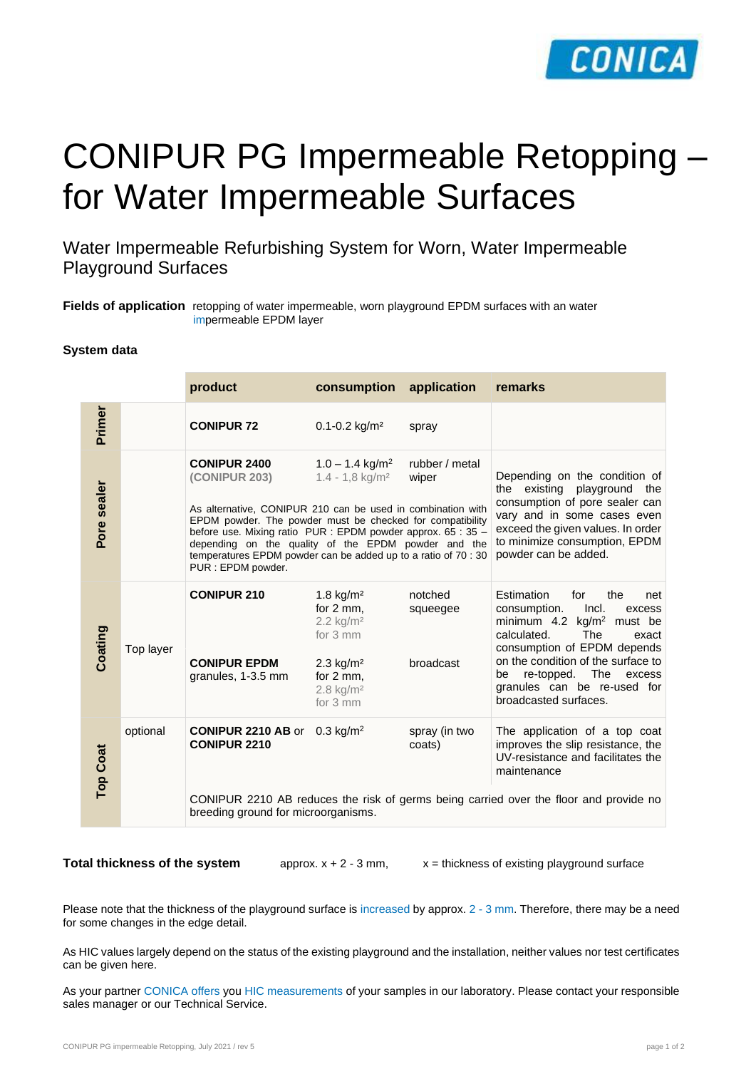# CONIPUR PG Impermeable Retopping – for Water Impermeable Surfaces

## Water Impermeable Refurbishing System for Worn, Water Impermeable Playground Surfaces

**Fields of application** retopping of water impermeable, worn playground EPDM surfaces with an water impermeable EPDM layer

**System data**

| | | product | consumption | application | remarks |
|---|---|---|---|---|---|
| **Primer** | | **CONIPUR 72** | 0.1-0.2 kg/m² | spray | |
| **Pore sealer** | | **CONIPUR 2400** **(CONIPUR 203)** | 1.0 – 1.4 kg/m² 1.4 - 1,8 kg/m² | rubber / metal wiper | Depending on the condition of the existing playground the consumption of pore sealer can vary and in some cases even exceed the given values. In order to minimize consumption, EPDM powder can be added. |
| | | As alternative, CONIPUR 210 can be used in combination with EPDM powder. The powder must be checked for compatibility before use. Mixing ratio PUR : EPDM powder approx. 65 : 35 – depending on the quality of the EPDM powder and the temperatures EPDM powder can be added up to a ratio of 70 : 30 PUR : EPDM powder. | | | |
| **Coating** | Top layer | **CONIPUR 210** | 1.8 kg/m² for 2 mm, 2.2 kg/m² for 3 mm | notched squeegee | Estimation for the net consumption. Incl. excess minimum 4.2 kg/m² must be calculated. The exact consumption of EPDM depends on the condition of the surface to be re-topped. The excess granules can be re-used for broadcasted surfaces. |
| | | **CONIPUR EPDM** granules, 1-3.5 mm | 2.3 kg/m² for 2 mm, 2.8 kg/m² for 3 mm | broadcast | |
| **Top Coat** | optional | **CONIPUR 2210 AB** or **CONIPUR 2210** | 0.3 kg/m² | spray (in two coats) | The application of a top coat improves the slip resistance, the UV-resistance and facilitates the maintenance |
| | | CONIPUR 2210 AB reduces the risk of germs being carried over the floor and provide no breeding ground for microorganisms. | | | |

**Total thickness of the system** approx. x + 2 - 3 mm, x = thickness of existing playground surface

Please note that the thickness of the playground surface is increased by approx. 2 - 3 mm. Therefore, there may be a need for some changes in the edge detail.

As HIC values largely depend on the status of the existing playground and the installation, neither values nor test certificates can be given here.

As your partner CONICA offers you HIC measurements of your samples in our laboratory. Please contact your responsible sales manager or our Technical Service.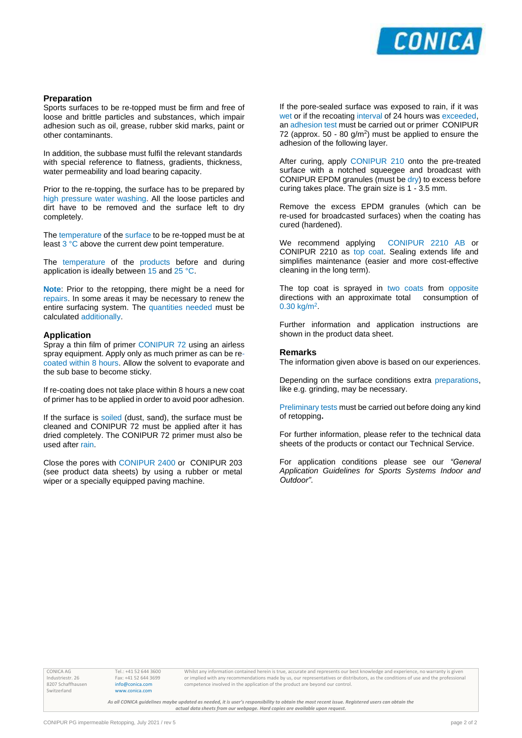## Preparation

Sports surfaces to be re-topped must be firm and free of loose and brittle particles and substances, which impair adhesion such as oil, grease, rubber skid marks, paint or other contaminants.

In addition, the subbase must fulfil the relevant standards with special reference to flatness, gradients, thickness, water permeability and load bearing capacity.

Prior to the re-topping, the surface has to be prepared by high pressure water washing. All the loose particles and dirt have to be removed and the surface left to dry completely.

The temperature of the surface to be re-topped must be at least 3 °C above the current dew point temperature.

The temperature of the products before and during application is ideally between 15 and 25 °C.

**Note**: Prior to the retopping, there might be a need for repairs. In some areas it may be necessary to renew the entire surfacing system. The quantities needed must be calculated additionally.

## Application

Spray a thin film of primer CONIPUR 72 using an airless spray equipment. Apply only as much primer as can be re-coated within 8 hours. Allow the solvent to evaporate and the sub base to become sticky.

If re-coating does not take place within 8 hours a new coat of primer has to be applied in order to avoid poor adhesion.

If the surface is soiled (dust, sand), the surface must be cleaned and CONIPUR 72 must be applied after it has dried completely. The CONIPUR 72 primer must also be used after rain.

Close the pores with CONIPUR 2400 or CONIPUR 203 (see product data sheets) by using a rubber or metal wiper or a specially equipped paving machine.

If the pore-sealed surface was exposed to rain, if it was wet or if the recoating interval of 24 hours was exceeded, an adhesion test must be carried out or primer CONIPUR 72 (approx. 50 - 80 g/m$^2$) must be applied to ensure the adhesion of the following layer.

After curing, apply CONIPUR 210 onto the pre-treated surface with a notched squeegee and broadcast with CONIPUR EPDM granules (must be dry) to excess before curing takes place. The grain size is 1 - 3.5 mm.

Remove the excess EPDM granules (which can be re-used for broadcasted surfaces) when the coating has cured (hardened).

We recommend applying CONIPUR 2210 AB or CONIPUR 2210 as top coat. Sealing extends life and simplifies maintenance (easier and more cost-effective cleaning in the long term).

The top coat is sprayed in two coats from opposite directions with an approximate total consumption of 0.30 kg/m$^2$.

Further information and application instructions are shown in the product data sheet.

## Remarks

The information given above is based on our experiences.

Depending on the surface conditions extra preparations, like e.g. grinding, may be necessary.

Preliminary tests must be carried out before doing any kind of retopping**.**

For further information, please refer to the technical data sheets of the products or contact our Technical Service.

For application conditions please see our *"General Application Guidelines for Sports Systems Indoor and Outdoor"*.

CONICA AG
Industriestr. 26
8207 Schaffhausen
Switzerland

Tel.: +41 52 644 3600
Fax: +41 52 644 3699
info@conica.com
www.conica.com

Whilst any information contained herein is true, accurate and represents our best knowledge and experience, no warranty is given or implied with any recommendations made by us, our representatives or distributors, as the conditions of use and the professional competence involved in the application of the product are beyond our control.

*As all CONICA guidelines maybe updated as needed, it is user's responsibility to obtain the most recent issue. Registered users can obtain the actual data sheets from our webpage. Hard copies are available upon request.*